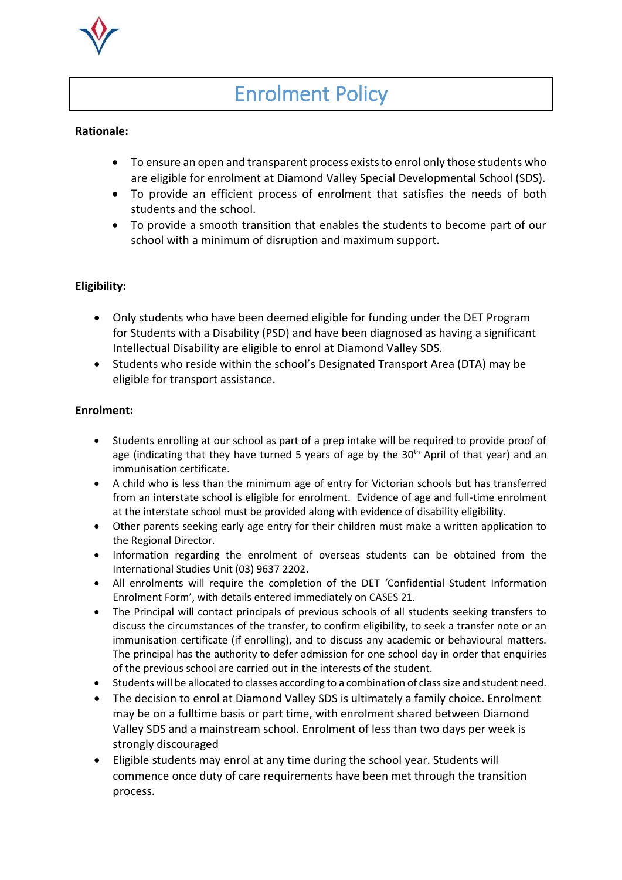# Enrolment Policy

**Rationale:**

- To ensure an open and transparent process exists to enrol only those students who are eligible for enrolment at Diamond Valley Special Developmental School (SDS).
- To provide an efficient process of enrolment that satisfies the needs of both students and the school.
- To provide a smooth transition that enables the students to become part of our school with a minimum of disruption and maximum support.

**Eligibility:**

- Only students who have been deemed eligible for funding under the DET Program for Students with a Disability (PSD) and have been diagnosed as having a significant Intellectual Disability are eligible to enrol at Diamond Valley SDS.
- Students who reside within the school's Designated Transport Area (DTA) may be eligible for transport assistance.

**Enrolment:**

- Students enrolling at our school as part of a prep intake will be required to provide proof of age (indicating that they have turned 5 years of age by the 30th April of that year) and an immunisation certificate.
- A child who is less than the minimum age of entry for Victorian schools but has transferred from an interstate school is eligible for enrolment. Evidence of age and full-time enrolment at the interstate school must be provided along with evidence of disability eligibility.
- Other parents seeking early age entry for their children must make a written application to the Regional Director.
- Information regarding the enrolment of overseas students can be obtained from the International Studies Unit (03) 9637 2202.
- All enrolments will require the completion of the DET 'Confidential Student Information Enrolment Form', with details entered immediately on CASES 21.
- The Principal will contact principals of previous schools of all students seeking transfers to discuss the circumstances of the transfer, to confirm eligibility, to seek a transfer note or an immunisation certificate (if enrolling), and to discuss any academic or behavioural matters. The principal has the authority to defer admission for one school day in order that enquiries of the previous school are carried out in the interests of the student.
- Students will be allocated to classes according to a combination of class size and student need.
- The decision to enrol at Diamond Valley SDS is ultimately a family choice. Enrolment may be on a fulltime basis or part time, with enrolment shared between Diamond Valley SDS and a mainstream school. Enrolment of less than two days per week is strongly discouraged
- Eligible students may enrol at any time during the school year. Students will commence once duty of care requirements have been met through the transition process.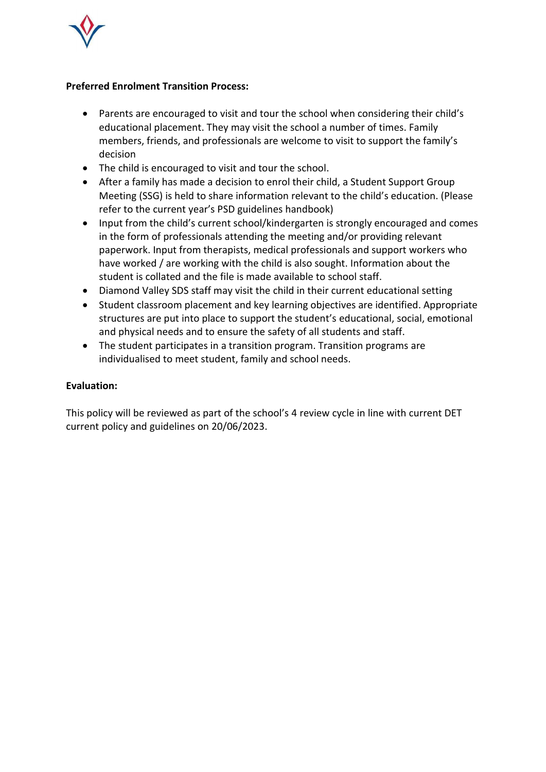**Preferred Enrolment Transition Process:**

- Parents are encouraged to visit and tour the school when considering their child's educational placement. They may visit the school a number of times. Family members, friends, and professionals are welcome to visit to support the family's decision
- The child is encouraged to visit and tour the school.
- After a family has made a decision to enrol their child, a Student Support Group Meeting (SSG) is held to share information relevant to the child's education. (Please refer to the current year's PSD guidelines handbook)
- Input from the child's current school/kindergarten is strongly encouraged and comes in the form of professionals attending the meeting and/or providing relevant paperwork. Input from therapists, medical professionals and support workers who have worked / are working with the child is also sought. Information about the student is collated and the file is made available to school staff.
- Diamond Valley SDS staff may visit the child in their current educational setting
- Student classroom placement and key learning objectives are identified. Appropriate structures are put into place to support the student's educational, social, emotional and physical needs and to ensure the safety of all students and staff.
- The student participates in a transition program. Transition programs are individualised to meet student, family and school needs.

**Evaluation:**

This policy will be reviewed as part of the school's 4 review cycle in line with current DET current policy and guidelines on 20/06/2023.